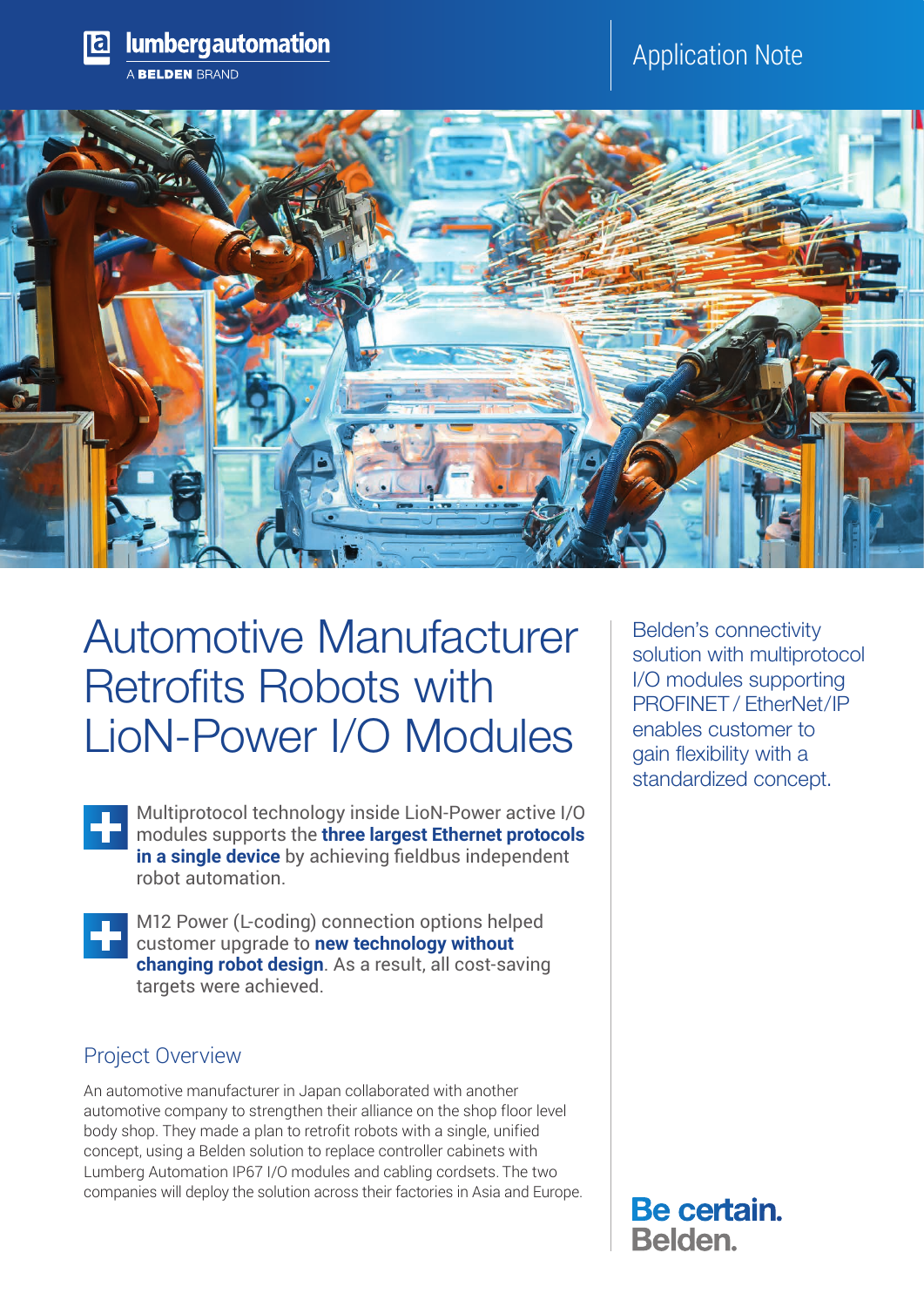Application Note

# Automotive Manufacturer Retrofits Robots with LioN-Power I/O Modules

Belden's connectivity solution with multiprotocol I/O modules supporting PROFINET / EtherNet/IP enables customer to gain flexibility with a standardized concept.

- Multiprotocol technology inside LioN-Power active I/O modules supports the **three largest Ethernet protocols in a single device** by achieving fieldbus independent robot automation.
- M12 Power (L-coding) connection options helped customer upgrade to **new technology without changing robot design**. As a result, all cost-saving targets were achieved.

## Project Overview

An automotive manufacturer in Japan collaborated with another automotive company to strengthen their alliance on the shop floor level body shop. They made a plan to retrofit robots with a single, unified concept, using a Belden solution to replace controller cabinets with Lumberg Automation IP67 I/O modules and cabling cordsets. The two companies will deploy the solution across their factories in Asia and Europe.

Be certain. Belden.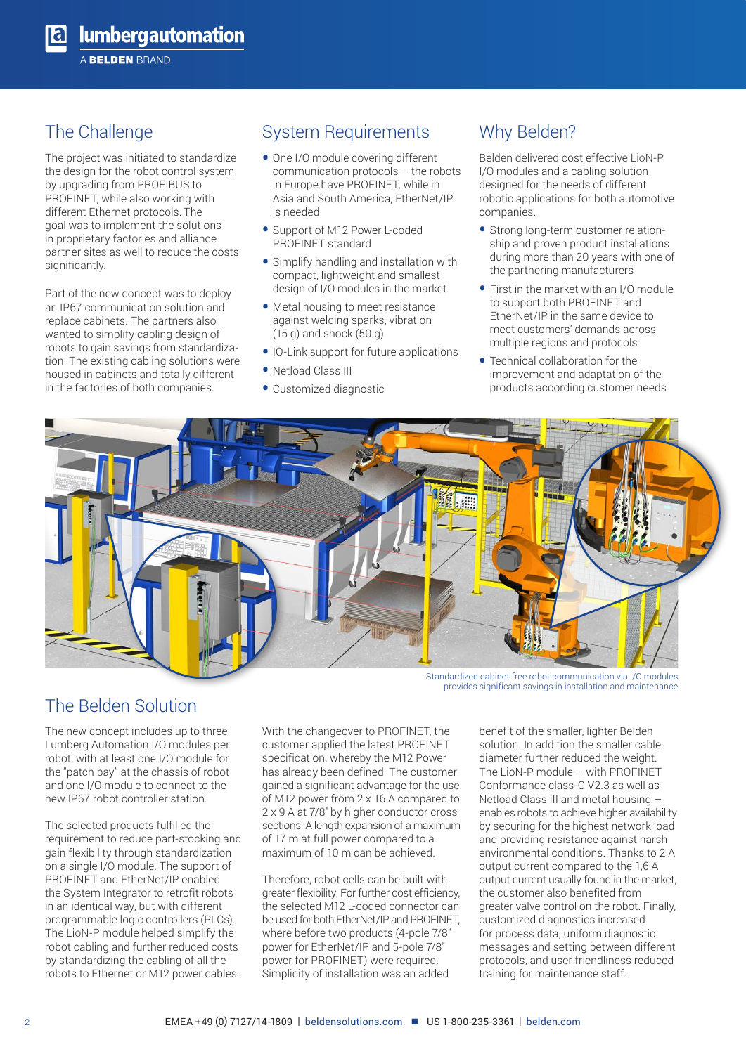## The Challenge

The project was initiated to standardize the design for the robot control system by upgrading from PROFIBUS to PROFINET, while also working with different Ethernet protocols. The goal was to implement the solutions in proprietary factories and alliance partner sites as well to reduce the costs significantly.

Part of the new concept was to deploy an IP67 communication solution and replace cabinets. The partners also wanted to simplify cabling design of robots to gain savings from standardization. The existing cabling solutions were housed in cabinets and totally different in the factories of both companies.

## System Requirements

- One I/O module covering different communication protocols – the robots in Europe have PROFINET, while in Asia and South America, EtherNet/IP is needed
- Support of M12 Power L-coded PROFINET standard
- Simplify handling and installation with compact, lightweight and smallest design of I/O modules in the market
- Metal housing to meet resistance against welding sparks, vibration (15 g) and shock (50 g)
- IO-Link support for future applications
- Netload Class III
- Customized diagnostic

## Why Belden?

Belden delivered cost effective LioN-P I/O modules and a cabling solution designed for the needs of different robotic applications for both automotive companies.

- Strong long-term customer relationship and proven product installations during more than 20 years with one of the partnering manufacturers
- First in the market with an I/O module to support both PROFINET and EtherNet/IP in the same device to meet customers' demands across multiple regions and protocols
- Technical collaboration for the improvement and adaptation of the products according customer needs

Standardized cabinet free robot communication via I/O modules provides significant savings in installation and maintenance

## The Belden Solution

The new concept includes up to three Lumberg Automation I/O modules per robot, with at least one I/O module for the "patch bay" at the chassis of robot and one I/O module to connect to the new IP67 robot controller station.

The selected products fulfilled the requirement to reduce part-stocking and gain flexibility through standardization on a single I/O module. The support of PROFINET and EtherNet/IP enabled the System Integrator to retrofit robots in an identical way, but with different programmable logic controllers (PLCs). The LioN-P module helped simplify the robot cabling and further reduced costs by standardizing the cabling of all the robots to Ethernet or M12 power cables.

With the changeover to PROFINET, the customer applied the latest PROFINET specification, whereby the M12 Power has already been defined. The customer gained a significant advantage for the use of M12 power from 2 x 16 A compared to 2 x 9 A at 7/8" by higher conductor cross sections. A length expansion of a maximum of 17 m at full power compared to a maximum of 10 m can be achieved.

Therefore, robot cells can be built with greater flexibility. For further cost efficiency, the selected M12 L-coded connector can be used for both EtherNet/IP and PROFINET, where before two products (4-pole 7/8" power for EtherNet/IP and 5-pole 7/8" power for PROFINET) were required. Simplicity of installation was an added benefit of the smaller, lighter Belden solution. In addition the smaller cable diameter further reduced the weight. The LioN-P module – with PROFINET Conformance class-C V2.3 as well as Netload Class III and metal housing – enables robots to achieve higher availability by securing for the highest network load and providing resistance against harsh environmental conditions. Thanks to 2 A output current compared to the 1,6 A output current usually found in the market, the customer also benefited from greater valve control on the robot. Finally, customized diagnostics increased for process data, uniform diagnostic messages and setting between different protocols, and user friendliness reduced training for maintenance staff.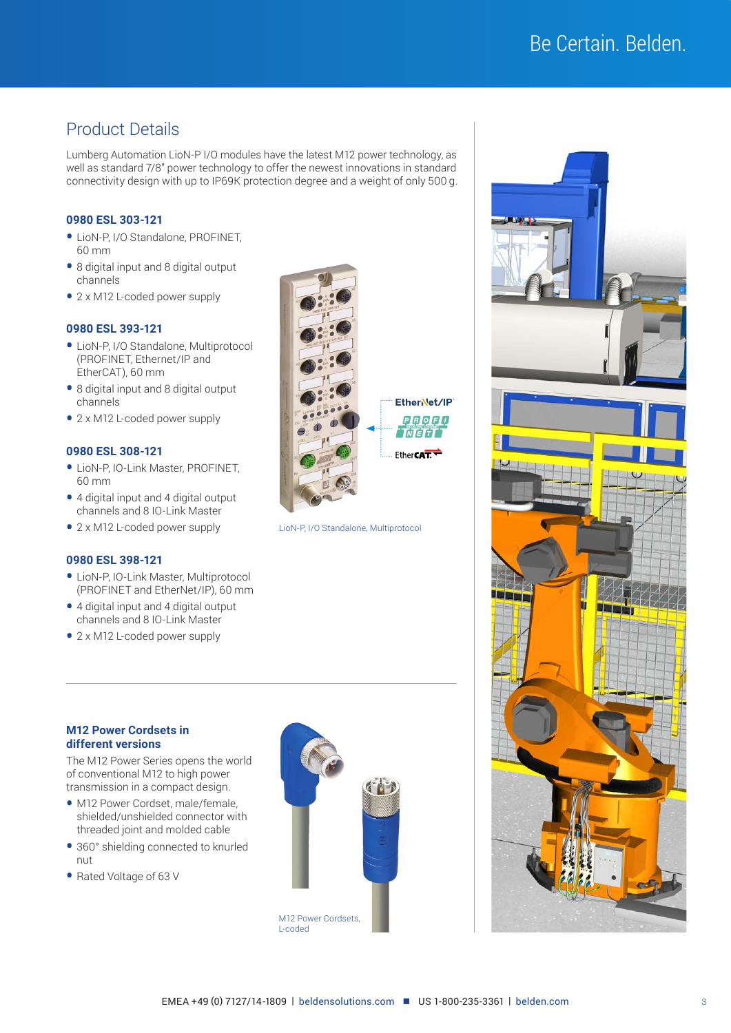## Product Details

Lumberg Automation LioN-P I/O modules have the latest M12 power technology, as well as standard 7/8" power technology to offer the newest innovations in standard connectivity design with up to IP69K protection degree and a weight of only 500 g.

### 0980 ESL 303-121

- LioN-P, I/O Standalone, PROFINET, 60 mm
- 8 digital input and 8 digital output channels
- 2 x M12 L-coded power supply

### 0980 ESL 393-121

- LioN-P, I/O Standalone, Multiprotocol (PROFINET, Ethernet/IP and EtherCAT), 60 mm
- 8 digital input and 8 digital output channels
- 2 x M12 L-coded power supply

### 0980 ESL 308-121

- LioN-P, IO-Link Master, PROFINET, 60 mm
- 4 digital input and 4 digital output channels and 8 IO-Link Master
- 2 x M12 L-coded power supply

### 0980 ESL 398-121

- LioN-P, IO-Link Master, Multiprotocol (PROFINET and EtherNet/IP), 60 mm
- 4 digital input and 4 digital output channels and 8 IO-Link Master
- 2 x M12 L-coded power supply

LioN-P, I/O Standalone, Multiprotocol

### M12 Power Cordsets in different versions

The M12 Power Series opens the world of conventional M12 to high power transmission in a compact design.

- M12 Power Cordset, male/female, shielded/unshielded connector with threaded joint and molded cable
- 360° shielding connected to knurled nut
- Rated Voltage of 63 V

M12 Power Cordsets, L-coded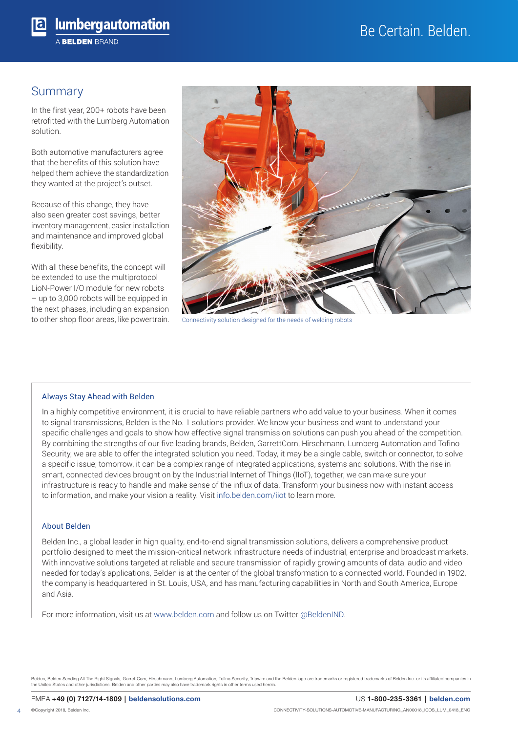## Summary

In the first year, 200+ robots have been retrofitted with the Lumberg Automation solution.

Both automotive manufacturers agree that the benefits of this solution have helped them achieve the standardization they wanted at the project's outset.

Because of this change, they have also seen greater cost savings, better inventory management, easier installation and maintenance and improved global flexibility.

With all these benefits, the concept will be extended to use the multiprotocol LioN-Power I/O module for new robots – up to 3,000 robots will be equipped in the next phases, including an expansion to other shop floor areas, like powertrain.

Connectivity solution designed for the needs of welding robots

### Always Stay Ahead with Belden

In a highly competitive environment, it is crucial to have reliable partners who add value to your business. When it comes to signal transmissions, Belden is the No. 1 solutions provider. We know your business and want to understand your specific challenges and goals to show how effective signal transmission solutions can push you ahead of the competition. By combining the strengths of our five leading brands, Belden, GarrettCom, Hirschmann, Lumberg Automation and Tofino Security, we are able to offer the integrated solution you need. Today, it may be a single cable, switch or connector, to solve a specific issue; tomorrow, it can be a complex range of integrated applications, systems and solutions. With the rise in smart, connected devices brought on by the Industrial Internet of Things (IIoT), together, we can make sure your infrastructure is ready to handle and make sense of the influx of data. Transform your business now with instant access to information, and make your vision a reality. Visit info.belden.com/iiot to learn more.

### About Belden

Belden Inc., a global leader in high quality, end-to-end signal transmission solutions, delivers a comprehensive product portfolio designed to meet the mission-critical network infrastructure needs of industrial, enterprise and broadcast markets. With innovative solutions targeted at reliable and secure transmission of rapidly growing amounts of data, audio and video needed for today's applications, Belden is at the center of the global transformation to a connected world. Founded in 1902, the company is headquartered in St. Louis, USA, and has manufacturing capabilities in North and South America, Europe and Asia.

For more information, visit us at www.belden.com and follow us on Twitter @BeldenIND.

Belden, Belden Sending All The Right Signals, GarrettCom, Hirschmann, Lumberg Automation, Tofino Security, Tripwire and the Belden logo are trademarks or registered trademarks of Belden Inc. or its affiliated companies in the United States and other jurisdictions. Belden and other parties may also have trademark rights in other terms used herein.

EMEA **+49 (0) 7127/14-1809** | **beldensolutions.com**

US **1-800-235-3361** | **belden.com**

©Copyright 2018, Belden Inc.

CONNECTIVITY-SOLUTIONS-AUTOMOTIVE-MANUFACTURING_AN00018_ICOS_LUM_0418_ENG